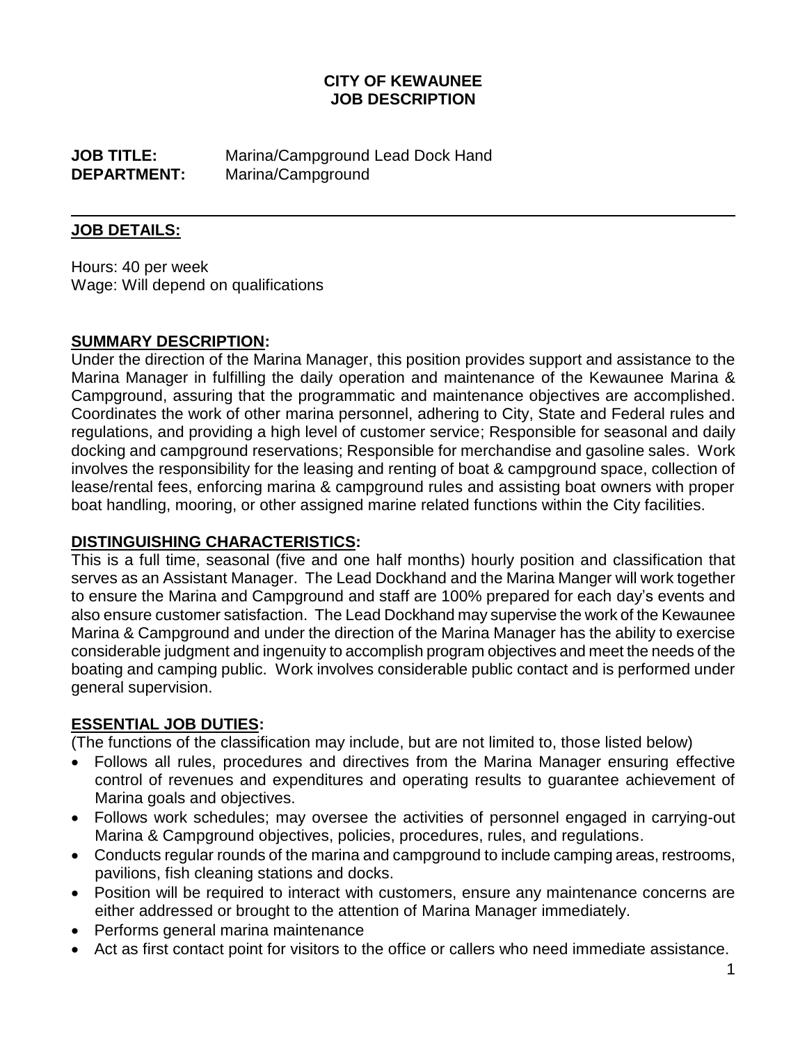# CITY OF KEWAUNEE
# JOB DESCRIPTION

**JOB TITLE:** Marina/Campground Lead Dock Hand
**DEPARTMENT:** Marina/Campground

---

## JOB DETAILS:

Hours: 40 per week
Wage: Will depend on qualifications

## SUMMARY DESCRIPTION:

Under the direction of the Marina Manager, this position provides support and assistance to the Marina Manager in fulfilling the daily operation and maintenance of the Kewaunee Marina & Campground, assuring that the programmatic and maintenance objectives are accomplished. Coordinates the work of other marina personnel, adhering to City, State and Federal rules and regulations, and providing a high level of customer service; Responsible for seasonal and daily docking and campground reservations; Responsible for merchandise and gasoline sales. Work involves the responsibility for the leasing and renting of boat & campground space, collection of lease/rental fees, enforcing marina & campground rules and assisting boat owners with proper boat handling, mooring, or other assigned marine related functions within the City facilities.

## DISTINGUISHING CHARACTERISTICS:

This is a full time, seasonal (five and one half months) hourly position and classification that serves as an Assistant Manager. The Lead Dockhand and the Marina Manger will work together to ensure the Marina and Campground and staff are 100% prepared for each day's events and also ensure customer satisfaction. The Lead Dockhand may supervise the work of the Kewaunee Marina & Campground and under the direction of the Marina Manager has the ability to exercise considerable judgment and ingenuity to accomplish program objectives and meet the needs of the boating and camping public. Work involves considerable public contact and is performed under general supervision.

## ESSENTIAL JOB DUTIES:

(The functions of the classification may include, but are not limited to, those listed below)

- Follows all rules, procedures and directives from the Marina Manager ensuring effective control of revenues and expenditures and operating results to guarantee achievement of Marina goals and objectives.
- Follows work schedules; may oversee the activities of personnel engaged in carrying-out Marina & Campground objectives, policies, procedures, rules, and regulations.
- Conducts regular rounds of the marina and campground to include camping areas, restrooms, pavilions, fish cleaning stations and docks.
- Position will be required to interact with customers, ensure any maintenance concerns are either addressed or brought to the attention of Marina Manager immediately.
- Performs general marina maintenance
- Act as first contact point for visitors to the office or callers who need immediate assistance.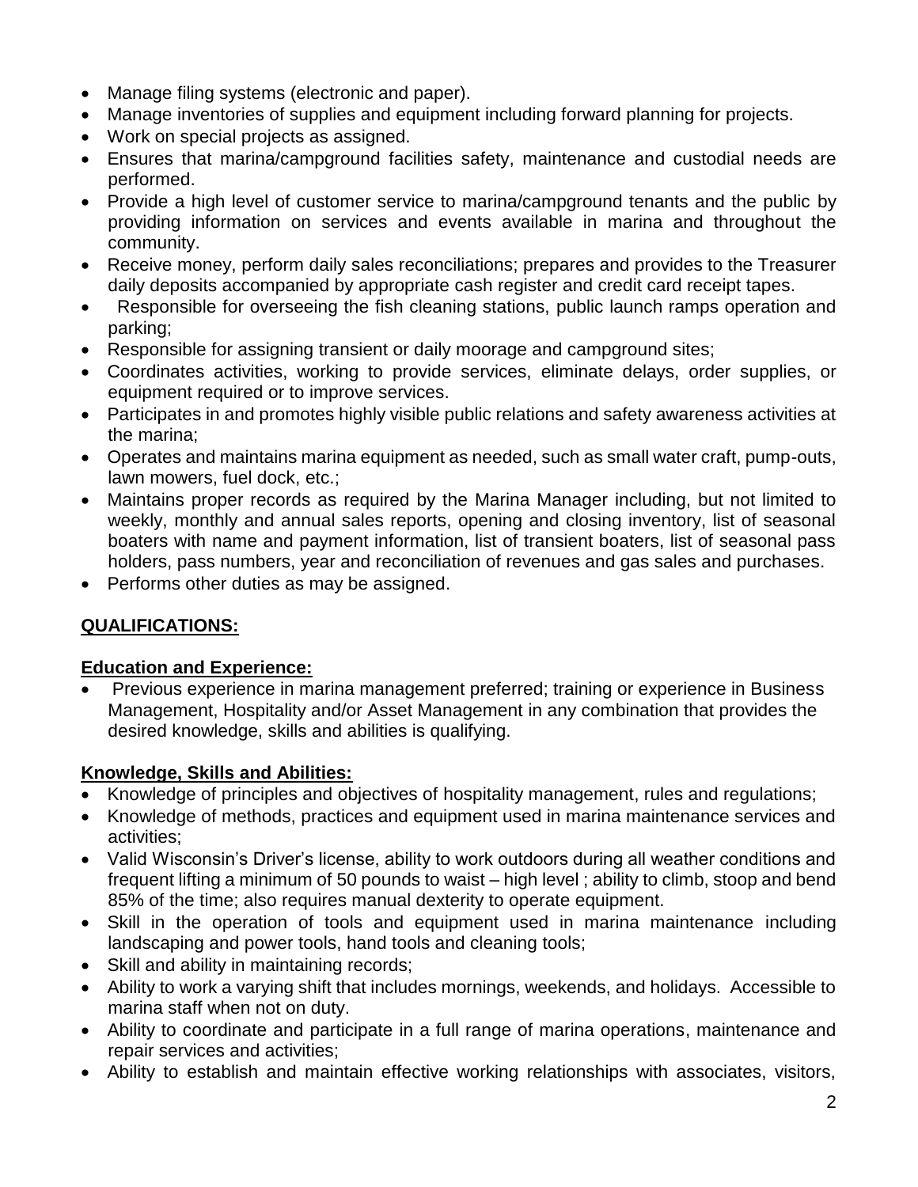- Manage filing systems (electronic and paper).
- Manage inventories of supplies and equipment including forward planning for projects.
- Work on special projects as assigned.
- Ensures that marina/campground facilities safety, maintenance and custodial needs are performed.
- Provide a high level of customer service to marina/campground tenants and the public by providing information on services and events available in marina and throughout the community.
- Receive money, perform daily sales reconciliations; prepares and provides to the Treasurer daily deposits accompanied by appropriate cash register and credit card receipt tapes.
- Responsible for overseeing the fish cleaning stations, public launch ramps operation and parking;
- Responsible for assigning transient or daily moorage and campground sites;
- Coordinates activities, working to provide services, eliminate delays, order supplies, or equipment required or to improve services.
- Participates in and promotes highly visible public relations and safety awareness activities at the marina;
- Operates and maintains marina equipment as needed, such as small water craft, pump-outs, lawn mowers, fuel dock, etc.;
- Maintains proper records as required by the Marina Manager including, but not limited to weekly, monthly and annual sales reports, opening and closing inventory, list of seasonal boaters with name and payment information, list of transient boaters, list of seasonal pass holders, pass numbers, year and reconciliation of revenues and gas sales and purchases.
- Performs other duties as may be assigned.

## QUALIFICATIONS:

### Education and Experience:

- Previous experience in marina management preferred; training or experience in Business Management, Hospitality and/or Asset Management in any combination that provides the desired knowledge, skills and abilities is qualifying.

### Knowledge, Skills and Abilities:

- Knowledge of principles and objectives of hospitality management, rules and regulations;
- Knowledge of methods, practices and equipment used in marina maintenance services and activities;
- Valid Wisconsin's Driver's license, ability to work outdoors during all weather conditions and frequent lifting a minimum of 50 pounds to waist – high level ; ability to climb, stoop and bend 85% of the time; also requires manual dexterity to operate equipment.
- Skill in the operation of tools and equipment used in marina maintenance including landscaping and power tools, hand tools and cleaning tools;
- Skill and ability in maintaining records;
- Ability to work a varying shift that includes mornings, weekends, and holidays. Accessible to marina staff when not on duty.
- Ability to coordinate and participate in a full range of marina operations, maintenance and repair services and activities;
- Ability to establish and maintain effective working relationships with associates, visitors,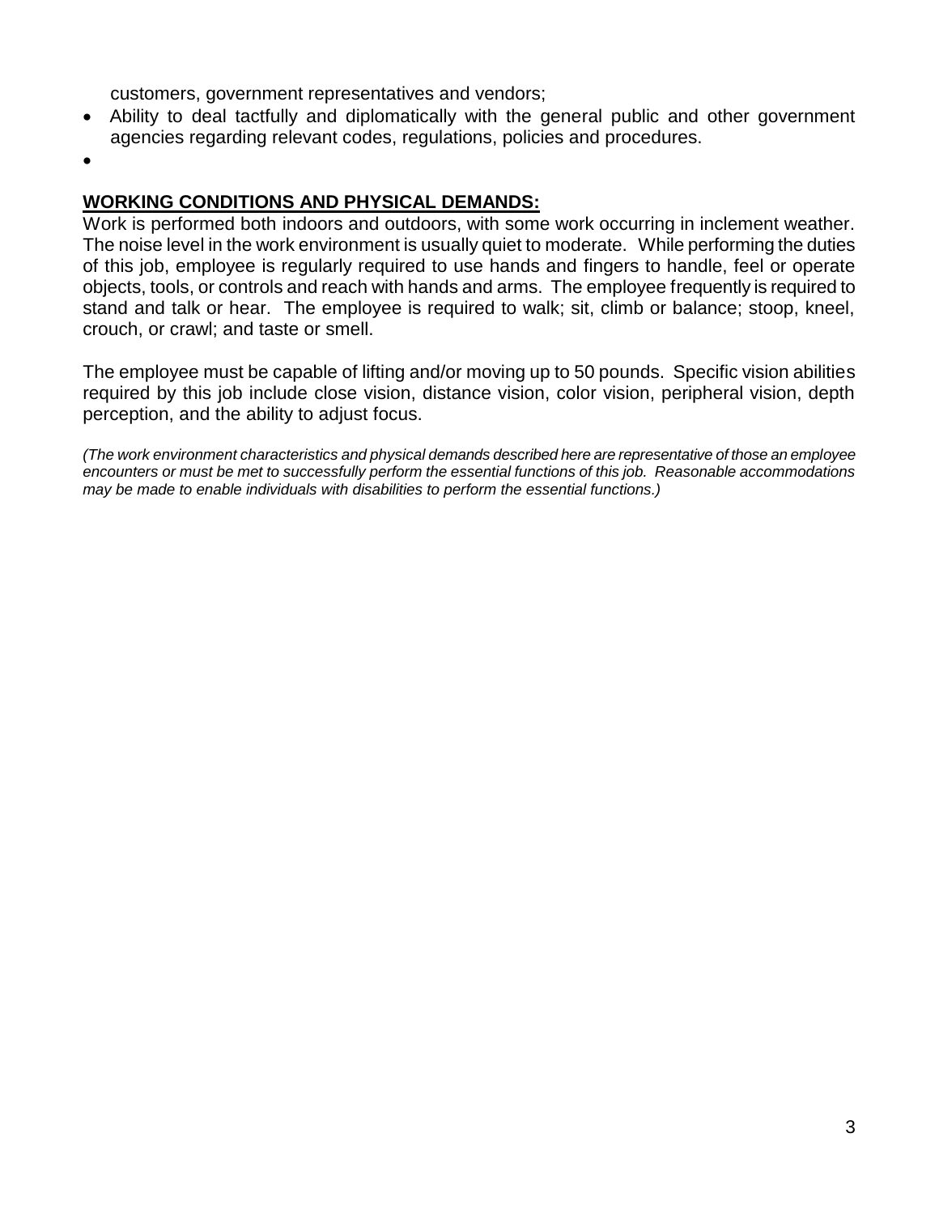customers, government representatives and vendors;

- Ability to deal tactfully and diplomatically with the general public and other government agencies regarding relevant codes, regulations, policies and procedures.
- 

**WORKING CONDITIONS AND PHYSICAL DEMANDS:**

Work is performed both indoors and outdoors, with some work occurring in inclement weather. The noise level in the work environment is usually quiet to moderate. While performing the duties of this job, employee is regularly required to use hands and fingers to handle, feel or operate objects, tools, or controls and reach with hands and arms. The employee frequently is required to stand and talk or hear. The employee is required to walk; sit, climb or balance; stoop, kneel, crouch, or crawl; and taste or smell.

The employee must be capable of lifting and/or moving up to 50 pounds. Specific vision abilities required by this job include close vision, distance vision, color vision, peripheral vision, depth perception, and the ability to adjust focus.

*(The work environment characteristics and physical demands described here are representative of those an employee encounters or must be met to successfully perform the essential functions of this job. Reasonable accommodations may be made to enable individuals with disabilities to perform the essential functions.)*